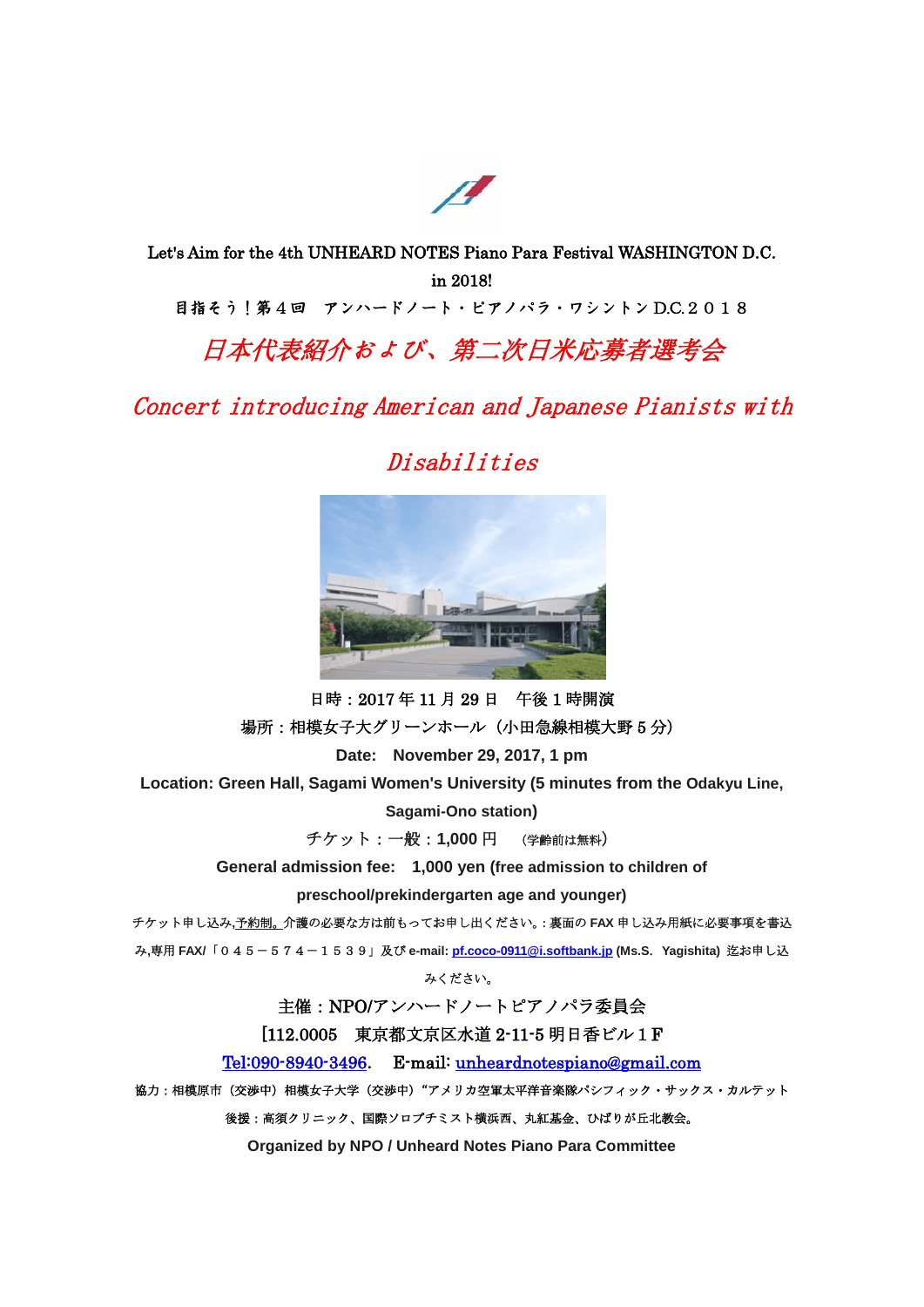Let's Aim for the 4th UNHEARD NOTES Piano Para Festival WASHINGTON D.C. in 2018!

目指そう！第４回　アンハードノート・ピアノパラ・ワシントン D.C.２０１８

# *日本代表紹介および、第二次日米応募者選考会*

# *Concert introducing American and Japanese Pianists with Disabilities*

日時：2017 年 11 月 29 日　午後 1 時開演

場所：相模女子大グリーンホール（小田急線相模大野 5 分）

**Date:　November 29, 2017, 1 pm**

**Location: Green Hall, Sagami Women's University (5 minutes from the Odakyu Line, Sagami-Ono station)**

チケット：一般：**1,000** 円　（学齢前は無料）

**General admission fee:　1,000 yen (free admission to children of preschool/prekindergarten age and younger)**

チケット申し込み,予約制。介護の必要な方は前もってお申し出ください。:裏面の **FAX** 申し込み用紙に必要事項を書込み,専用 **FAX/**「０４５－５７４－１５３９」及び **e-mail: pf.coco-0911@i.softbank.jp (Ms.S.　Yagishita)** 迄お申し込みください。

主催：NPO/アンハードノートピアノパラ委員会

[112.0005　東京都文京区水道 2-11-5 明日香ビル１F

Tel:090-8940-3496.　E-mail: unheardnotespiano@gmail.com

協力：相模原市（交渉中）相模女子大学（交渉中）"アメリカ空軍太平洋音楽隊パシフィック・サックス・カルテット

後援：高須クリニック、国際ソロプチミスト横浜西、丸紅基金、ひばりが丘北教会。

**Organized by NPO / Unheard Notes Piano Para Committee**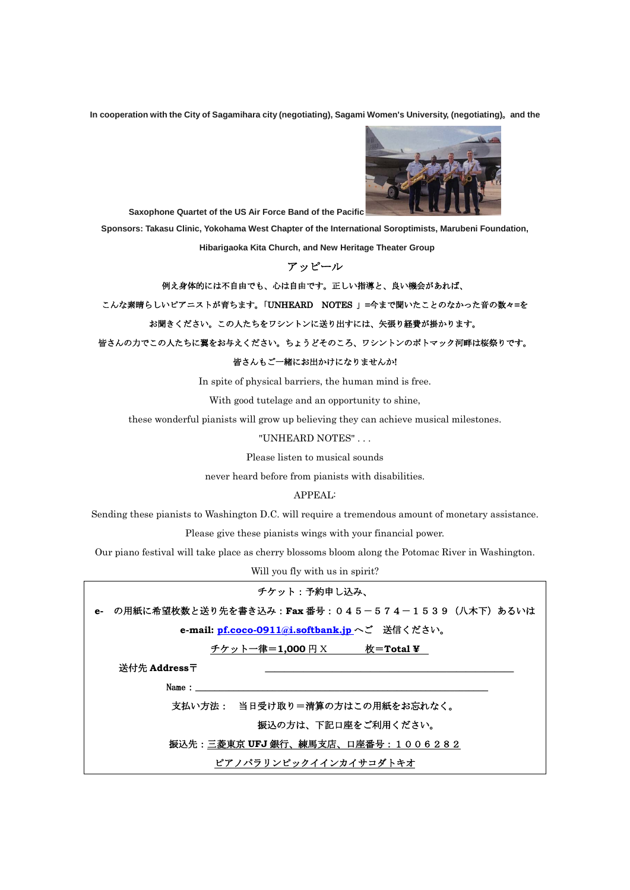**In cooperation with the City of Sagamihara city (negotiating), Sagami Women's University, (negotiating)。and the**

**Saxophone Quartet of the US Air Force Band of the Pacific**

**Sponsors: Takasu Clinic, Yokohama West Chapter of the International Soroptimists, Marubeni Foundation,**

**Hibarigaoka Kita Church, and New Heritage Theater Group**

アッピール

例え身体的には不自由でも、心は自由です。正しい指導と、良い機会があれば、

こんな素晴らしいピアニストが育ちます。「UNHEARD　NOTES 」=今まで聞いたことのなかった音の数々=を

お聞きください。この人たちをワシントンに送り出すには、矢張り経費が掛かります。

皆さんの力でこの人たちに翼をお与えください。ちょうどそのころ、ワシントンのポトマック河畔は桜祭りです。

皆さんもご一緒にお出かけになりませんか!

In spite of physical barriers, the human mind is free.

With good tutelage and an opportunity to shine,

these wonderful pianists will grow up believing they can achieve musical milestones.

"UNHEARD NOTES" . . .

Please listen to musical sounds

never heard before from pianists with disabilities.

APPEAL:

Sending these pianists to Washington D.C. will require a tremendous amount of monetary assistance.

Please give these pianists wings with your financial power.

Our piano festival will take place as cherry blossoms bloom along the Potomac River in Washington.

Will you fly with us in spirit?

---

チケット：予約申し込み、

**e-**　の用紙に希望枚数と送り先を書き込み：**Fax** 番号：０４５－５７４－１５３９（八木下）あるいは

**e-mail: pf.coco-0911@i.softbank.jp** へご　送信ください。

チケット一律＝**1,000** 円 X　　　　枚＝**Total ¥**

送付先 **Address**〒 ______________________

Name：______________________

支払い方法：　当日受け取り＝清算の方はこの用紙をお忘れなく。

振込の方は、下記口座をご利用ください。

振込先：三菱東京 **UFJ** 銀行、練馬支店、口座番号：１００６２８２

ピアノパラリンピックイインカイサコダトキオ